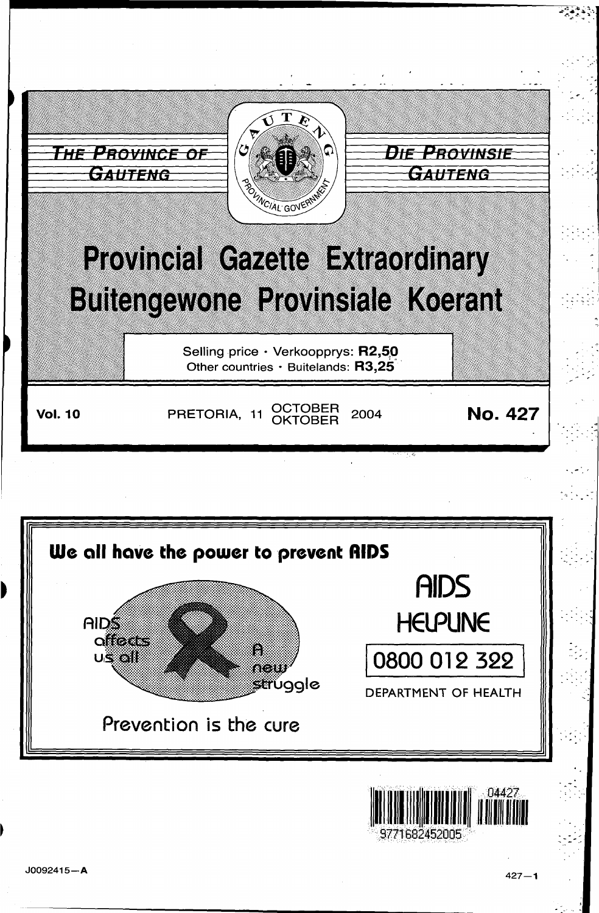THE PROVINCE OF GAUTENG

DIE PROVINSIE GAUTENG

# Provincial Gazette Extraordinary
# Buitengewone Provinsiale Koerant

Selling price • Verkoopprys: **R2,50**
Other countries • Buitelands: **R3,25**

**Vol. 10** PRETORIA, 11 OCTOBER / OKTOBER 2004 **No. 427**

**We all have the power to prevent AIDS**

AIDS affects us all

A new struggle

Prevention is the cure

AIDS HELPLINE

0800 012 322

DEPARTMENT OF HEALTH

J0092415—A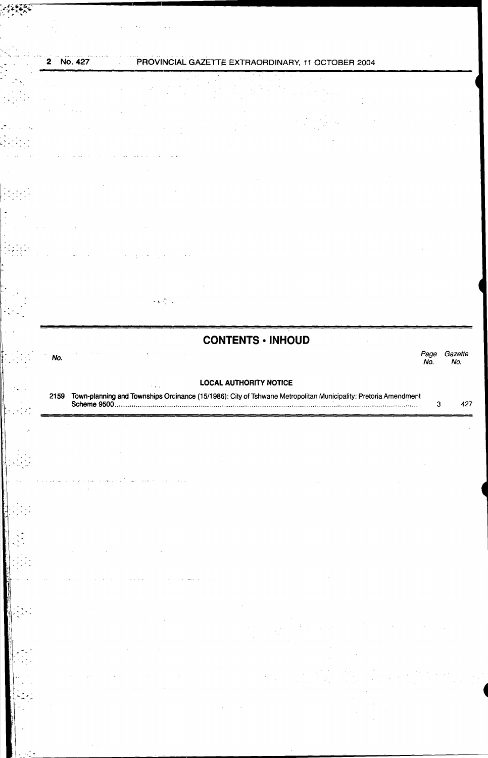## CONTENTS • INHOUD

| No. | | Page No. | Gazette No. |
|---|---|---|---|
| | **LOCAL AUTHORITY NOTICE** | | |
| 2159 | Town-planning and Townships Ordinance (15/1986): City of Tshwane Metropolitan Municipality: Pretoria Amendment Scheme 9500 | 3 | 427 |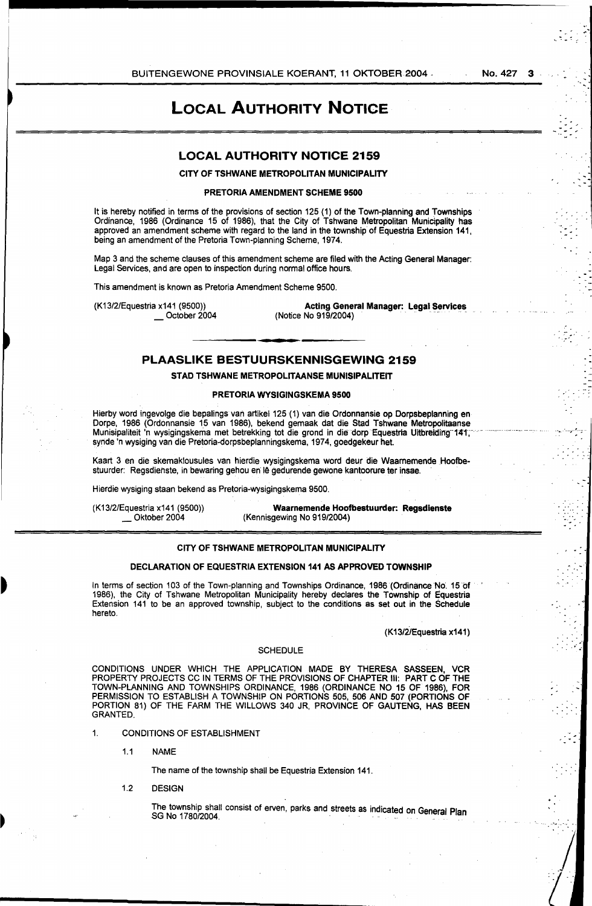# LOCAL AUTHORITY NOTICE

## LOCAL AUTHORITY NOTICE 2159

### CITY OF TSHWANE METROPOLITAN MUNICIPALITY

#### PRETORIA AMENDMENT SCHEME 9500

It is hereby notified in terms of the provisions of section 125 (1) of the Town-planning and Townships Ordinance, 1986 (Ordinance 15 of 1986), that the City of Tshwane Metropolitan Municipality has approved an amendment scheme with regard to the land in the township of Equestria Extension 141, being an amendment of the Pretoria Town-planning Scheme, 1974.

Map 3 and the scheme clauses of this amendment scheme are filed with the Acting General Manager: Legal Services, and are open to inspection during normal office hours.

This amendment is known as Pretoria Amendment Scheme 9500.

(K13/2/Equestria x141 (9500))
_ October 2004

**Acting General Manager: Legal Services**
(Notice No 919/2004)

## PLAASLIKE BESTUURSKENNISGEWING 2159

### STAD TSHWANE METROPOLITAANSE MUNISIPALITEIT

#### PRETORIA WYSIGINGSKEMA 9500

Hierby word ingevolge die bepalings van artikel 125 (1) van die Ordonnansie op Dorpsbeplanning en Dorpe, 1986 (Ordonnansie 15 van 1986), bekend gemaak dat die Stad Tshwane Metropolitaanse Munisipaliteit 'n wysigingskema met betrekking tot die grond in die dorp Equestria Uitbreiding 141, synde 'n wysiging van die Pretoria-dorpsbeplanningskema, 1974, goedgekeur het.

Kaart 3 en die skemaklousules van hierdie wysigingskema word deur die Waarnemende Hoofbestuurder: Regsdienste, in bewaring gehou en lê gedurende gewone kantoorure ter insae.

Hierdie wysiging staan bekend as Pretoria-wysigingskema 9500.

(K13/2/Equestria x141 (9500))
_ Oktober 2004

**Waarnemende Hoofbestuurder: Regsdienste**
(Kennisgewing No 919/2004)

### CITY OF TSHWANE METROPOLITAN MUNICIPALITY

#### DECLARATION OF EQUESTRIA EXTENSION 141 AS APPROVED TOWNSHIP

In terms of section 103 of the Town-planning and Townships Ordinance, 1986 (Ordinance No. 15 of 1986), the City of Tshwane Metropolitan Municipality hereby declares the Township of Equestria Extension 141 to be an approved township, subject to the conditions as set out in the Schedule hereto.

(K13/2/Equestria x141)

SCHEDULE

CONDITIONS UNDER WHICH THE APPLICATION MADE BY THERESA SASSEEN, VCR PROPERTY PROJECTS CC IN TERMS OF THE PROVISIONS OF CHAPTER III: PART C OF THE TOWN-PLANNING AND TOWNSHIPS ORDINANCE, 1986 (ORDINANCE NO 15 OF 1986), FOR PERMISSION TO ESTABLISH A TOWNSHIP ON PORTIONS 505, 506 AND 507 (PORTIONS OF PORTION 81) OF THE FARM THE WILLOWS 340 JR, PROVINCE OF GAUTENG, HAS BEEN GRANTED.

1. CONDITIONS OF ESTABLISHMENT

   1.1 NAME

   The name of the township shall be Equestria Extension 141.

   1.2 DESIGN

   The township shall consist of erven, parks and streets as indicated on General Plan SG No 1780/2004.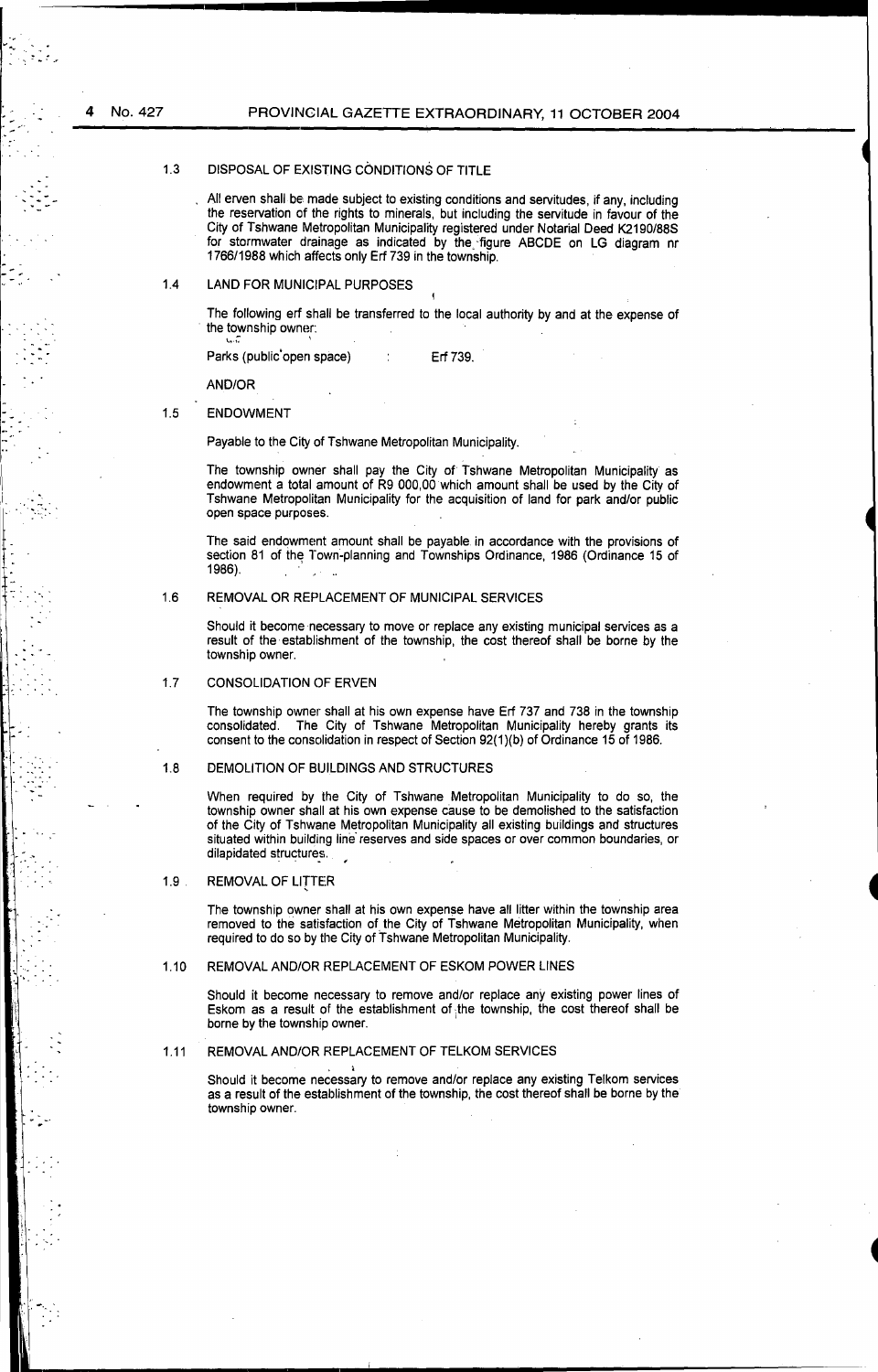### 1.3 DISPOSAL OF EXISTING CONDITIONS OF TITLE

All erven shall be made subject to existing conditions and servitudes, if any, including the reservation of the rights to minerals, but including the servitude in favour of the City of Tshwane Metropolitan Municipality registered under Notarial Deed K2190/88S for stormwater drainage as indicated by the figure ABCDE on LG diagram nr 1766/1988 which affects only Erf 739 in the township.

### 1.4 LAND FOR MUNICIPAL PURPOSES

The following erf shall be transferred to the local authority by and at the expense of the township owner:

Parks (public open space) : Erf 739.

AND/OR

### 1.5 ENDOWMENT

Payable to the City of Tshwane Metropolitan Municipality.

The township owner shall pay the City of Tshwane Metropolitan Municipality as endowment a total amount of R9 000,00 which amount shall be used by the City of Tshwane Metropolitan Municipality for the acquisition of land for park and/or public open space purposes.

The said endowment amount shall be payable in accordance with the provisions of section 81 of the Town-planning and Townships Ordinance, 1986 (Ordinance 15 of 1986).

### 1.6 REMOVAL OR REPLACEMENT OF MUNICIPAL SERVICES

Should it become necessary to move or replace any existing municipal services as a result of the establishment of the township, the cost thereof shall be borne by the township owner.

### 1.7 CONSOLIDATION OF ERVEN

The township owner shall at his own expense have Erf 737 and 738 in the township consolidated. The City of Tshwane Metropolitan Municipality hereby grants its consent to the consolidation in respect of Section 92(1)(b) of Ordinance 15 of 1986.

### 1.8 DEMOLITION OF BUILDINGS AND STRUCTURES

When required by the City of Tshwane Metropolitan Municipality to do so, the township owner shall at his own expense cause to be demolished to the satisfaction of the City of Tshwane Metropolitan Municipality all existing buildings and structures situated within building line reserves and side spaces or over common boundaries, or dilapidated structures.

### 1.9 REMOVAL OF LITTER

The township owner shall at his own expense have all litter within the township area removed to the satisfaction of the City of Tshwane Metropolitan Municipality, when required to do so by the City of Tshwane Metropolitan Municipality.

### 1.10 REMOVAL AND/OR REPLACEMENT OF ESKOM POWER LINES

Should it become necessary to remove and/or replace any existing power lines of Eskom as a result of the establishment of the township, the cost thereof shall be borne by the township owner.

### 1.11 REMOVAL AND/OR REPLACEMENT OF TELKOM SERVICES

Should it become necessary to remove and/or replace any existing Telkom services as a result of the establishment of the township, the cost thereof shall be borne by the township owner.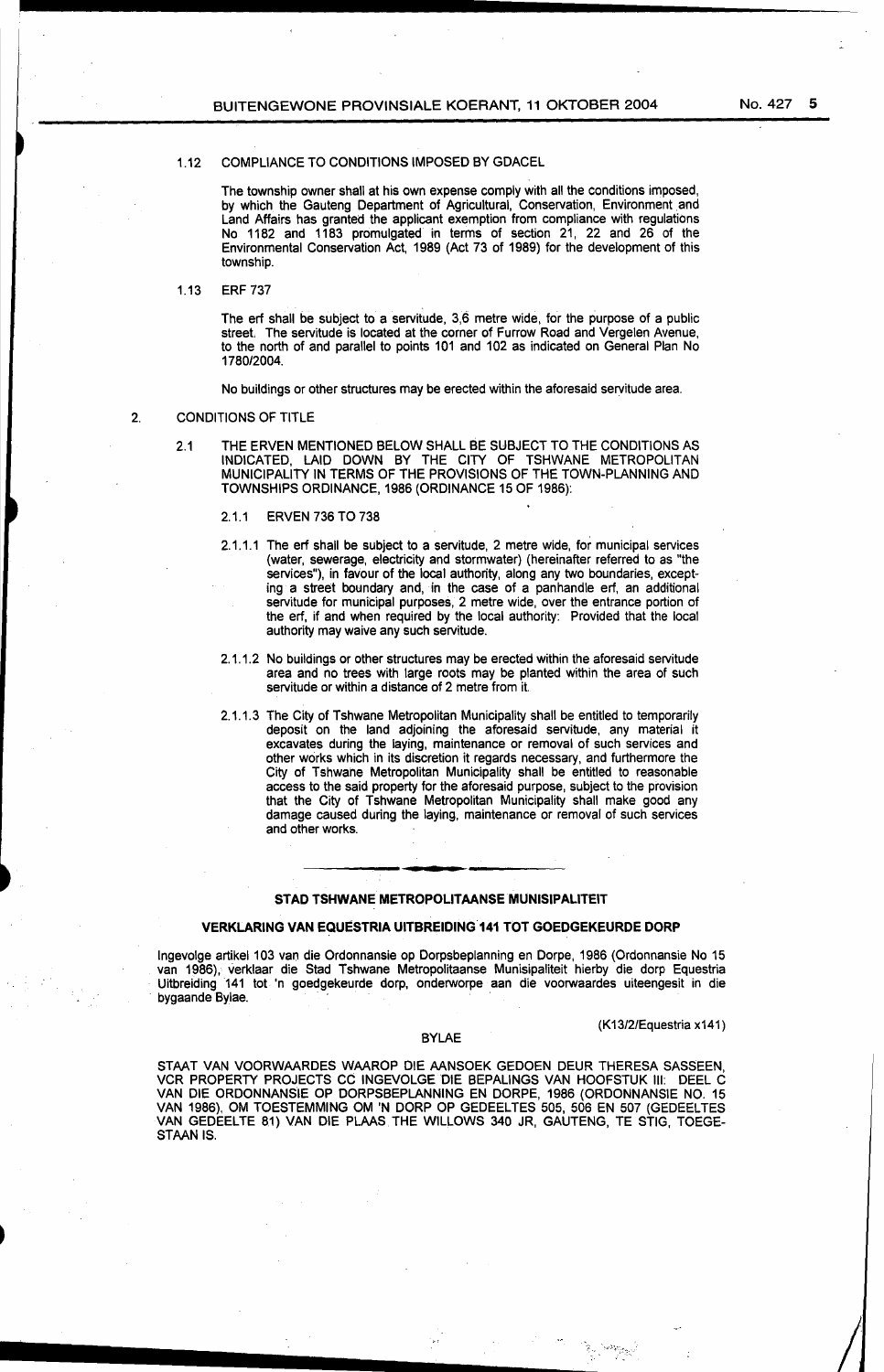1.12 COMPLIANCE TO CONDITIONS IMPOSED BY GDACEL

The township owner shall at his own expense comply with all the conditions imposed, by which the Gauteng Department of Agricultural, Conservation, Environment and Land Affairs has granted the applicant exemption from compliance with regulations No 1182 and 1183 promulgated in terms of section 21, 22 and 26 of the Environmental Conservation Act, 1989 (Act 73 of 1989) for the development of this township.

1.13 ERF 737

The erf shall be subject to a servitude, 3,6 metre wide, for the purpose of a public street. The servitude is located at the corner of Furrow Road and Vergelen Avenue, to the north of and parallel to points 101 and 102 as indicated on General Plan No 1780/2004.

No buildings or other structures may be erected within the aforesaid servitude area.

2. CONDITIONS OF TITLE

2.1 THE ERVEN MENTIONED BELOW SHALL BE SUBJECT TO THE CONDITIONS AS INDICATED, LAID DOWN BY THE CITY OF TSHWANE METROPOLITAN MUNICIPALITY IN TERMS OF THE PROVISIONS OF THE TOWN-PLANNING AND TOWNSHIPS ORDINANCE, 1986 (ORDINANCE 15 OF 1986):

2.1.1 ERVEN 736 TO 738

2.1.1.1 The erf shall be subject to a servitude, 2 metre wide, for municipal services (water, sewerage, electricity and stormwater) (hereinafter referred to as "the services"), in favour of the local authority, along any two boundaries, excepting a street boundary and, in the case of a panhandle erf, an additional servitude for municipal purposes, 2 metre wide, over the entrance portion of the erf, if and when required by the local authority: Provided that the local authority may waive any such servitude.

2.1.1.2 No buildings or other structures may be erected within the aforesaid servitude area and no trees with large roots may be planted within the area of such servitude or within a distance of 2 metre from it.

2.1.1.3 The City of Tshwane Metropolitan Municipality shall be entitled to temporarily deposit on the land adjoining the aforesaid servitude, any material it excavates during the laying, maintenance or removal of such services and other works which in its discretion it regards necessary, and furthermore the City of Tshwane Metropolitan Municipality shall be entitled to reasonable access to the said property for the aforesaid purpose, subject to the provision that the City of Tshwane Metropolitan Municipality shall make good any damage caused during the laying, maintenance or removal of such services and other works.

---

**STAD TSHWANE METROPOLITAANSE MUNISIPALITEIT**

**VERKLARING VAN EQUESTRIA UITBREIDING 141 TOT GOEDGEKEURDE DORP**

Ingevolge artikel 103 van die Ordonnansie op Dorpsbeplanning en Dorpe, 1986 (Ordonnansie No 15 van 1986), verklaar die Stad Tshwane Metropolitaanse Munisipaliteit hierby die dorp Equestria Uitbreiding 141 tot 'n goedgekeurde dorp, onderworpe aan die voorwaardes uiteengesit in die bygaande Bylae.

(K13/2/Equestria x141)

BYLAE

STAAT VAN VOORWAARDES WAAROP DIE AANSOEK GEDOEN DEUR THERESA SASSEEN, VCR PROPERTY PROJECTS CC INGEVOLGE DIE BEPALINGS VAN HOOFSTUK III: DEEL C VAN DIE ORDONNANSIE OP DORPSBEPLANNING EN DORPE, 1986 (ORDONNANSIE NO. 15 VAN 1986), OM TOESTEMMING OM 'N DORP OP GEDEELTES 505, 506 EN 507 (GEDEELTES VAN GEDEELTE 81) VAN DIE PLAAS THE WILLOWS 340 JR, GAUTENG, TE STIG, TOEGESTAAN IS.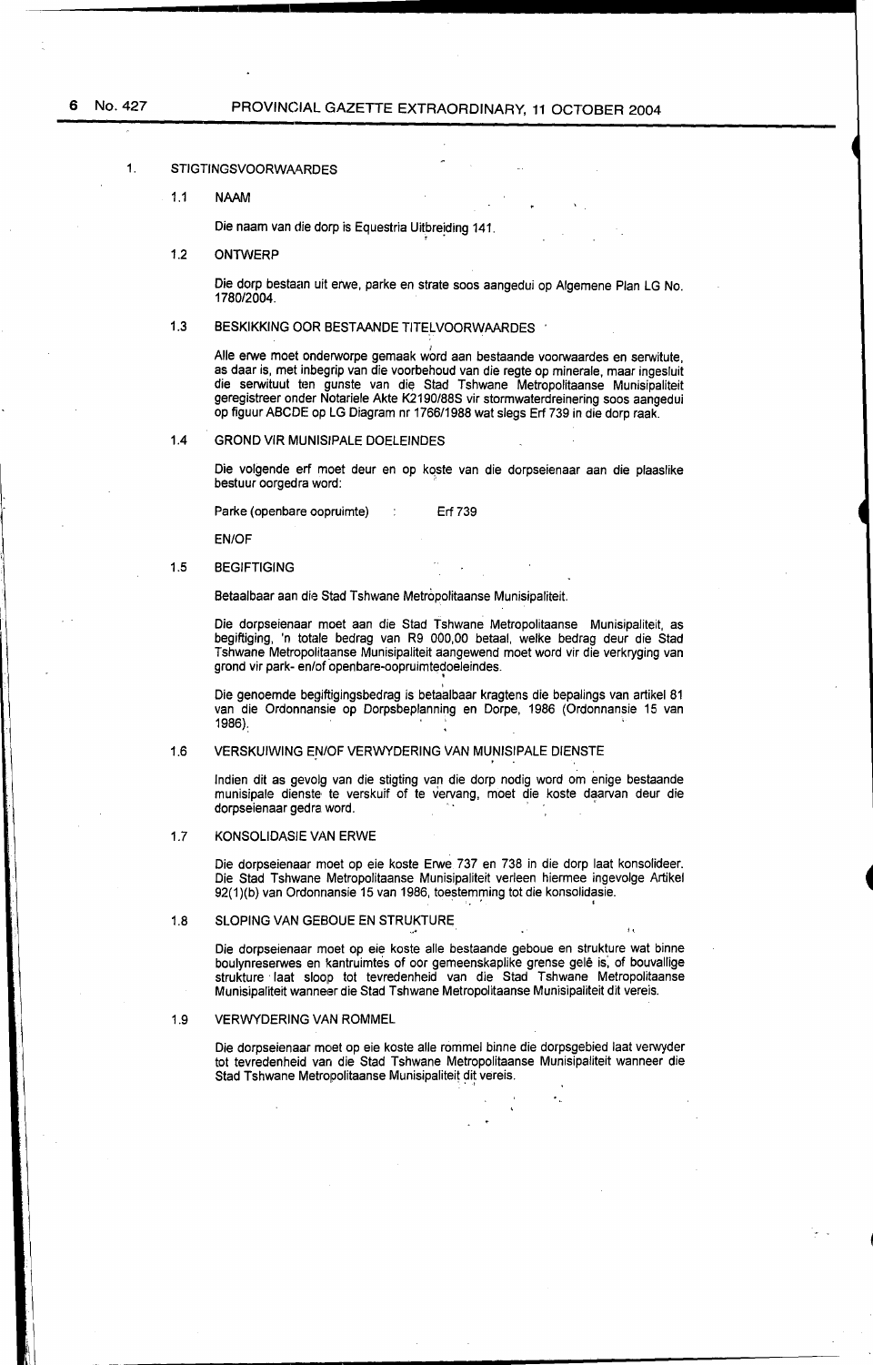1. STIGTINGSVOORWAARDES

1.1 NAAM

Die naam van die dorp is Equestria Uitbreiding 141.

1.2 ONTWERP

Die dorp bestaan uit erwe, parke en strate soos aangedui op Algemene Plan LG No. 1780/2004.

1.3 BESKIKKING OOR BESTAANDE TITELVOORWAARDES

Alle erwe moet onderworpe gemaak word aan bestaande voorwaardes en serwitute, as daar is, met inbegrip van die voorbehoud van die regte op minerale, maar ingesluit die serwituut ten gunste van die Stad Tshwane Metropolitaanse Munisipaliteit geregistreer onder Notariële Akte K2190/88S vir stormwaterdreinering soos aangedui op figuur ABCDE op LG Diagram nr 1766/1988 wat slegs Erf 739 in die dorp raak.

1.4 GROND VIR MUNISIPALE DOELEINDES

Die volgende erf moet deur en op koste van die dorpseienaar aan die plaaslike bestuur oorgedra word:

Parke (openbare oopruimte) : Erf 739

EN/OF

1.5 BEGIFTIGING

Betaalbaar aan die Stad Tshwane Metropolitaanse Munisipaliteit.

Die dorpseienaar moet aan die Stad Tshwane Metropolitaanse Munisipaliteit, as begiftiging, 'n totale bedrag van R9 000,00 betaal, welke bedrag deur die Stad Tshwane Metropolitaanse Munisipaliteit aangewend moet word vir die verkryging van grond vir park- en/of openbare-oopruimtedoeleindes.

Die genoemde begiftigingsbedrag is betaalbaar kragtens die bepalings van artikel 81 van die Ordonnansie op Dorpsbeplanning en Dorpe, 1986 (Ordonnansie 15 van 1986).

1.6 VERSKUIWING EN/OF VERWYDERING VAN MUNISIPALE DIENSTE

Indien dit as gevolg van die stigting van die dorp nodig word om enige bestaande munisipale dienste te verskuif of te vervang, moet die koste daarvan deur die dorpseienaar gedra word.

1.7 KONSOLIDASIE VAN ERWE

Die dorpseienaar moet op eie koste Erwe 737 en 738 in die dorp laat konsolideer. Die Stad Tshwane Metropolitaanse Munisipaliteit verleen hiermee ingevolge Artikel 92(1)(b) van Ordonnansie 15 van 1986, toestemming tot die konsolidasie.

1.8 SLOPING VAN GEBOUE EN STRUKTURE

Die dorpseienaar moet op eie koste alle bestaande geboue en strukture wat binne boulynreserwes en kantruimtes of oor gemeenskaplike grense geleë is, of bouvallige strukture laat sloop tot tevredenheid van die Stad Tshwane Metropolitaanse Munisipaliteit wanneer die Stad Tshwane Metropolitaanse Munisipaliteit dit vereis.

1.9 VERWYDERING VAN ROMMEL

Die dorpseienaar moet op eie koste alle rommel binne die dorpsgebied laat verwyder tot tevredenheid van die Stad Tshwane Metropolitaanse Munisipaliteit wanneer die Stad Tshwane Metropolitaanse Munisipaliteit dit vereis.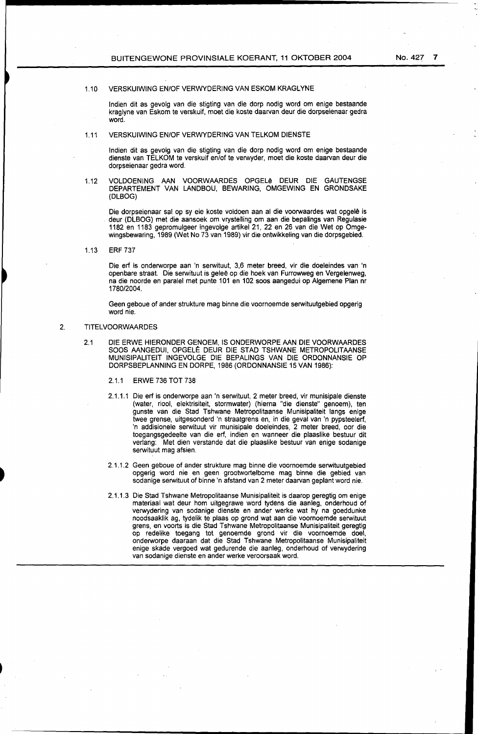1.10 VERSKUIWING EN/OF VERWYDERING VAN ESKOM KRAGLYNE

Indien dit as gevolg van die stigting van die dorp nodig word om enige bestaande kraglyne van Eskom te verskuif, moet die koste daarvan deur die dorpseienaar gedra word.

1.11 VERSKUIWING EN/OF VERWYDERING VAN TELKOM DIENSTE

Indien dit as gevolg van die stigting van die dorp nodig word om enige bestaande dienste van TELKOM te verskuif en/of te verwyder, moet die koste daarvan deur die dorpseienaar gedra word.

1.12 VOLDOENING AAN VOORWAARDES OPGELê DEUR DIE GAUTENGSE DEPARTEMENT VAN LANDBOU, BEWARING, OMGEWING EN GRONDSAKE (DLBOG)

Die dorpseienaar sal op sy eie koste voldoen aan al die voorwaardes wat opgelê is deur (DLBOG) met die aansoek om vrystelling om aan die bepalings van Regulasie 1182 en 1183 gepromulgeer ingevolge artikel 21, 22 en 26 van die Wet op Omgewingsbewaring, 1989 (Wet No 73 van 1989) vir die ontwikkeling van die dorpsgebied.

1.13 ERF 737

Die erf is onderworpe aan 'n serwituut, 3,6 meter breed, vir die doeleindes van 'n openbare straat. Die serwituut is geleë op die hoek van Furrowweg en Vergelenweg, na die noorde en paralel met punte 101 en 102 soos aangedui op Algemene Plan nr 1780/2004.

Geen geboue of ander strukture mag binne die voornoemde serwituutgebied opgerig word nie.

2. TITELVOORWAARDES

2.1 DIE ERWE HIERONDER GENOEM, IS ONDERWORPE AAN DIE VOORWAARDES SOOS AANGEDUI, OPGELÊ DEUR DIE STAD TSHWANE METROPOLITAANSE MUNISIPALITEIT INGEVOLGE DIE BEPALINGS VAN DIE ORDONNANSIE OP DORPSBEPLANNING EN DORPE, 1986 (ORDONNANSIE 15 VAN 1986):

2.1.1 ERWE 736 TOT 738

2.1.1.1 Die erf is onderworpe aan 'n serwituut, 2 meter breed, vir munisipale dienste (water, riool, elektrisiteit, stormwater) (hierna "die dienste" genoem), ten gunste van die Stad Tshwane Metropolitaanse Munisipaliteit langs enige twee grense, uitgesonderd 'n straatgrens en, in die geval van 'n pypsteelerf, 'n addisionele serwituut vir munisipale doeleindes, 2 meter breed, oor die toegangsgedeelte van die erf, indien en wanneer die plaaslike bestuur dit verlang: Met dien verstande dat die plaaslike bestuur van enige sodanige serwituut mag afsien.

2.1.1.2 Geen geboue of ander strukture mag binne die voornoemde serwituutgebied opgerig word nie en geen grootwortelbome mag binne die gebied van sodanige serwituut of binne 'n afstand van 2 meter daarvan geplant word nie.

2.1.1.3 Die Stad Tshwane Metropolitaanse Munisipaliteit is daarop geregtig om enige materiaal wat deur hom uitgegrawe word tydens die aanleg, onderhoud of verwydering van sodanige dienste en ander werke wat hy na goeddunke noodsaaklik ag, tydelik te plaas op grond wat aan die voornoemde serwituut grens, en voorts is die Stad Tshwane Metropolitaanse Munisipaliteit geregtig op redelike toegang tot genoemde grond vir die voornoemde doel, onderworpe daaraan dat die Stad Tshwane Metropolitaanse Munisipaliteit enige skade vergoed wat gedurende die aanleg, onderhoud of verwydering van sodanige dienste en ander werke veroorsaak word.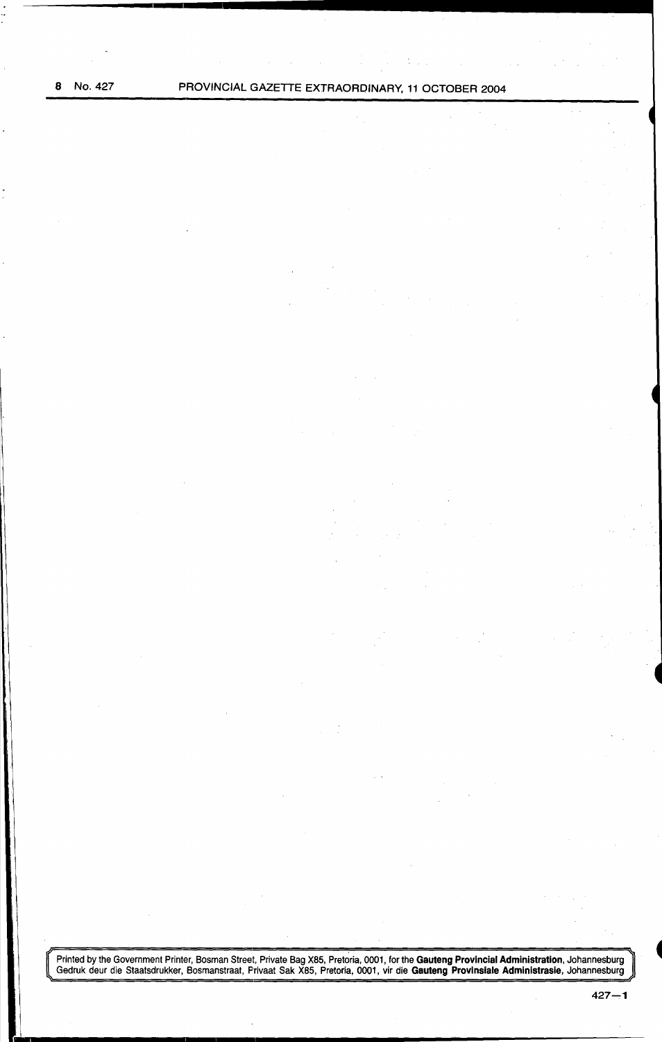Printed by the Government Printer, Bosman Street, Private Bag X85, Pretoria, 0001, for the **Gauteng Provincial Administration**, Johannesburg
Gedruk deur die Staatsdrukker, Bosmanstraat, Privaat Sak X85, Pretoria, 0001, vir die **Gauteng Provinsiale Administrasie**, Johannesburg

427—1